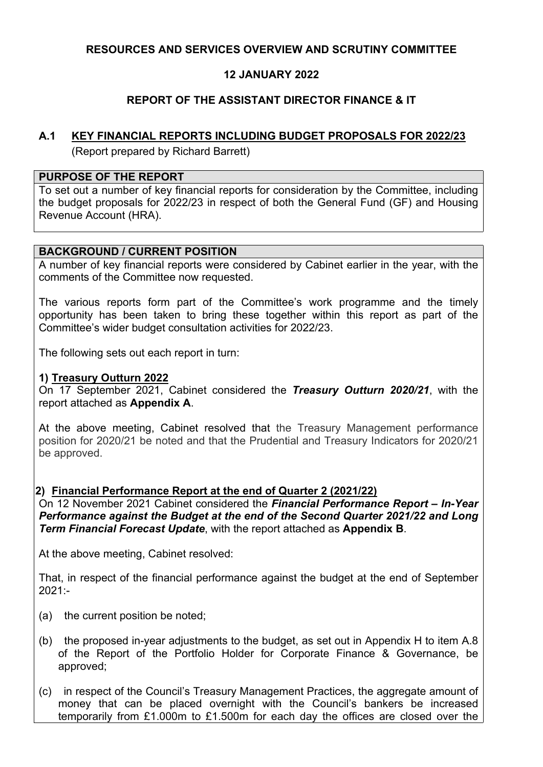**RESOURCES AND SERVICES OVERVIEW AND SCRUTINY COMMITTEE**

**12 JANUARY 2022**

**REPORT OF THE ASSISTANT DIRECTOR FINANCE & IT**

## A.1 KEY FINANCIAL REPORTS INCLUDING BUDGET PROPOSALS FOR 2022/23

(Report prepared by Richard Barrett)

### PURPOSE OF THE REPORT

To set out a number of key financial reports for consideration by the Committee, including the budget proposals for 2022/23 in respect of both the General Fund (GF) and Housing Revenue Account (HRA).

### BACKGROUND / CURRENT POSITION

A number of key financial reports were considered by Cabinet earlier in the year, with the comments of the Committee now requested.

The various reports form part of the Committee's work programme and the timely opportunity has been taken to bring these together within this report as part of the Committee's wider budget consultation activities for 2022/23.

The following sets out each report in turn:

**1) Treasury Outturn 2022**

On 17 September 2021, Cabinet considered the ***Treasury Outturn 2020/21***, with the report attached as **Appendix A**.

At the above meeting, Cabinet resolved that the Treasury Management performance position for 2020/21 be noted and that the Prudential and Treasury Indicators for 2020/21 be approved.

**2) Financial Performance Report at the end of Quarter 2 (2021/22)**

On 12 November 2021 Cabinet considered the ***Financial Performance Report – In-Year Performance against the Budget at the end of the Second Quarter 2021/22 and Long Term Financial Forecast Update***, with the report attached as **Appendix B**.

At the above meeting, Cabinet resolved:

That, in respect of the financial performance against the budget at the end of September 2021:-

(a) the current position be noted;

(b) the proposed in-year adjustments to the budget, as set out in Appendix H to item A.8 of the Report of the Portfolio Holder for Corporate Finance & Governance, be approved;

(c) in respect of the Council's Treasury Management Practices, the aggregate amount of money that can be placed overnight with the Council's bankers be increased temporarily from £1.000m to £1.500m for each day the offices are closed over the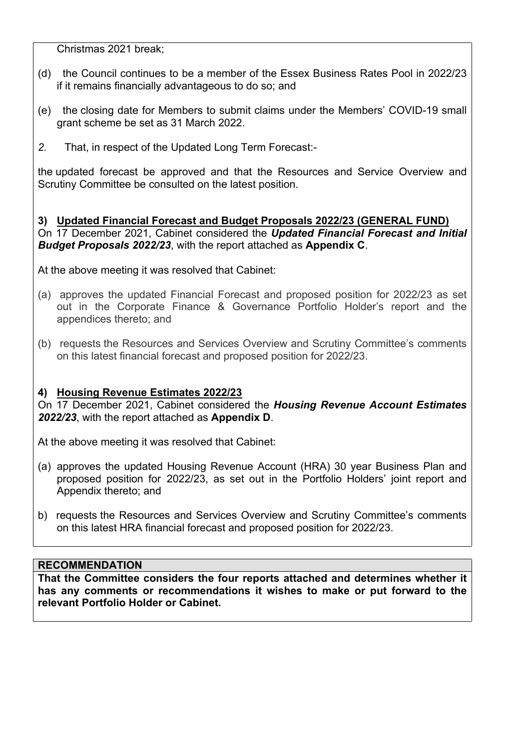Christmas 2021 break;

(d) the Council continues to be a member of the Essex Business Rates Pool in 2022/23 if it remains financially advantageous to do so; and

(e) the closing date for Members to submit claims under the Members' COVID-19 small grant scheme be set as 31 March 2022.

*2.* That, in respect of the Updated Long Term Forecast:-

the updated forecast be approved and that the Resources and Service Overview and Scrutiny Committee be consulted on the latest position.

**3) <u>Updated Financial Forecast and Budget Proposals 2022/23 (GENERAL FUND)</u>**

On 17 December 2021, Cabinet considered the ***Updated Financial Forecast and Initial Budget Proposals 2022/23***, with the report attached as **Appendix C**.

At the above meeting it was resolved that Cabinet:

(a) approves the updated Financial Forecast and proposed position for 2022/23 as set out in the Corporate Finance & Governance Portfolio Holder's report and the appendices thereto; and

(b) requests the Resources and Services Overview and Scrutiny Committee's comments on this latest financial forecast and proposed position for 2022/23.

**4) <u>Housing Revenue Estimates 2022/23</u>**

On 17 December 2021, Cabinet considered the ***Housing Revenue Account Estimates 2022/23***, with the report attached as **Appendix D**.

At the above meeting it was resolved that Cabinet:

(a) approves the updated Housing Revenue Account (HRA) 30 year Business Plan and proposed position for 2022/23, as set out in the Portfolio Holders' joint report and Appendix thereto; and

b) requests the Resources and Services Overview and Scrutiny Committee's comments on this latest HRA financial forecast and proposed position for 2022/23.

**RECOMMENDATION**

**That the Committee considers the four reports attached and determines whether it has any comments or recommendations it wishes to make or put forward to the relevant Portfolio Holder or Cabinet.**